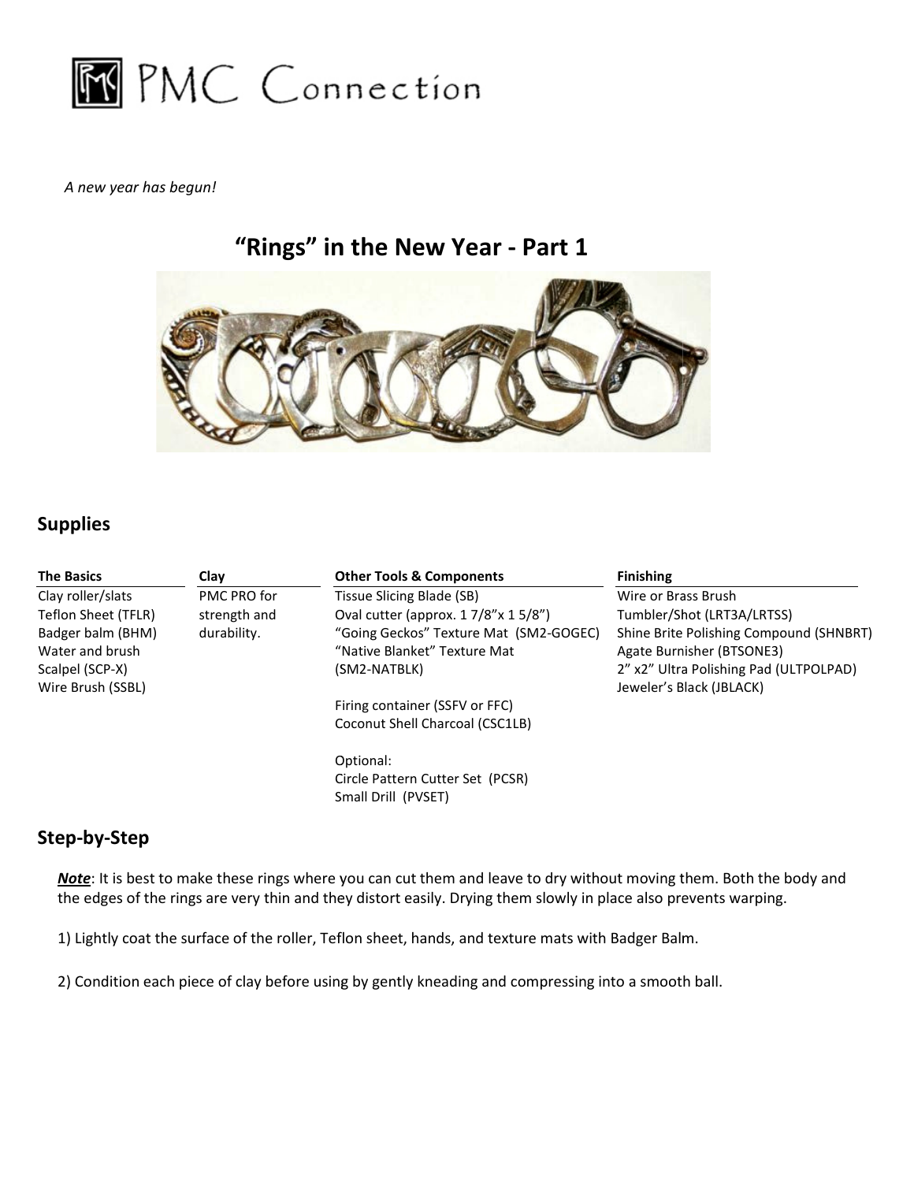# PMC Connection

*A new year has begun!*

## "Rings" in the New Year - Part 1

## Supplies

| The Basics | Clay | Other Tools & Components | Finishing |
|---|---|---|---|
| Clay roller/slats | PMC PRO for strength and durability. | Tissue Slicing Blade (SB) | Wire or Brass Brush |
| Teflon Sheet (TFLR) | | Oval cutter (approx. 1 7/8"x 1 5/8") | Tumbler/Shot (LRT3A/LRTSS) |
| Badger balm (BHM) | | "Going Geckos" Texture Mat (SM2-GOGEC) | Shine Brite Polishing Compound (SHNBRT) |
| Water and brush | | "Native Blanket" Texture Mat (SM2-NATBLK) | Agate Burnisher (BTSONE3) |
| Scalpel (SCP-X) | | Firing container (SSFV or FFC) | 2" x2" Ultra Polishing Pad (ULTPOLPAD) |
| Wire Brush (SSBL) | | Coconut Shell Charcoal (CSC1LB) | Jeweler's Black (JBLACK) |
| | | Optional: | |
| | | Circle Pattern Cutter Set (PCSR) | |
| | | Small Drill (PVSET) | |

## Step-by-Step

***Note***: It is best to make these rings where you can cut them and leave to dry without moving them. Both the body and the edges of the rings are very thin and they distort easily. Drying them slowly in place also prevents warping.

1) Lightly coat the surface of the roller, Teflon sheet, hands, and texture mats with Badger Balm.

2) Condition each piece of clay before using by gently kneading and compressing into a smooth ball.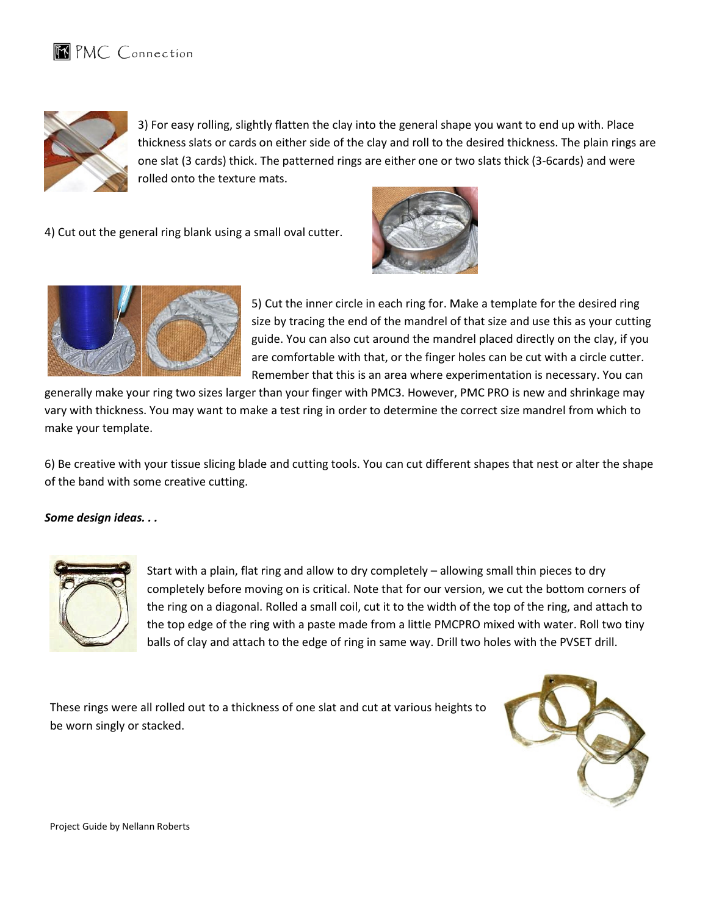3) For easy rolling, slightly flatten the clay into the general shape you want to end up with. Place thickness slats or cards on either side of the clay and roll to the desired thickness. The plain rings are one slat (3 cards) thick. The patterned rings are either one or two slats thick (3-6cards) and were rolled onto the texture mats.

4) Cut out the general ring blank using a small oval cutter.

5) Cut the inner circle in each ring for. Make a template for the desired ring size by tracing the end of the mandrel of that size and use this as your cutting guide. You can also cut around the mandrel placed directly on the clay, if you are comfortable with that, or the finger holes can be cut with a circle cutter. Remember that this is an area where experimentation is necessary. You can generally make your ring two sizes larger than your finger with PMC3. However, PMC PRO is new and shrinkage may vary with thickness. You may want to make a test ring in order to determine the correct size mandrel from which to make your template.

6) Be creative with your tissue slicing blade and cutting tools. You can cut different shapes that nest or alter the shape of the band with some creative cutting.

***Some design ideas. . .***

Start with a plain, flat ring and allow to dry completely – allowing small thin pieces to dry completely before moving on is critical. Note that for our version, we cut the bottom corners of the ring on a diagonal. Rolled a small coil, cut it to the width of the top of the ring, and attach to the top edge of the ring with a paste made from a little PMCPRO mixed with water. Roll two tiny balls of clay and attach to the edge of ring in same way. Drill two holes with the PVSET drill.

These rings were all rolled out to a thickness of one slat and cut at various heights to be worn singly or stacked.

Project Guide by Nellann Roberts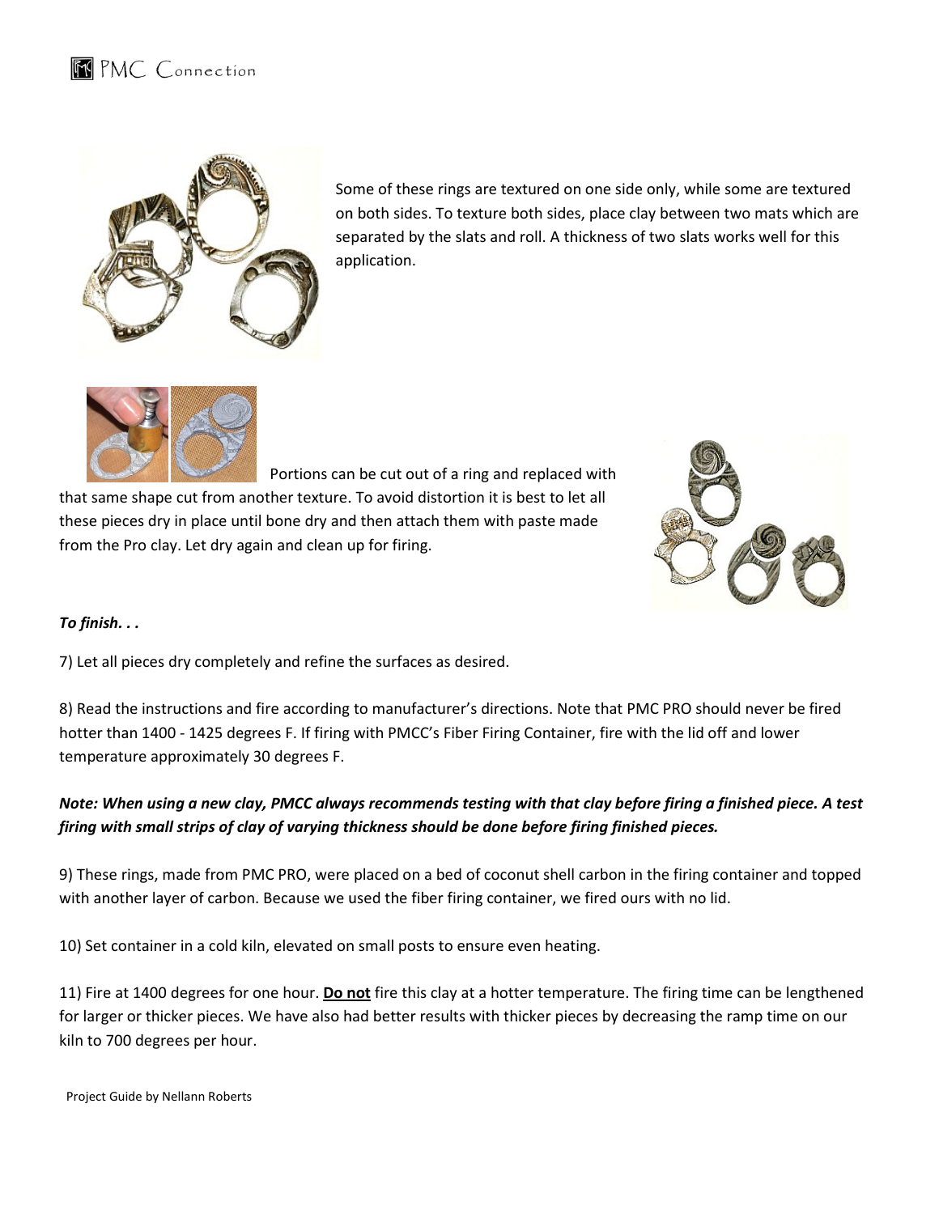Some of these rings are textured on one side only, while some are textured on both sides. To texture both sides, place clay between two mats which are separated by the slats and roll. A thickness of two slats works well for this application.

Portions can be cut out of a ring and replaced with that same shape cut from another texture. To avoid distortion it is best to let all these pieces dry in place until bone dry and then attach them with paste made from the Pro clay. Let dry again and clean up for firing.

***To finish. . .***

7) Let all pieces dry completely and refine the surfaces as desired.

8) Read the instructions and fire according to manufacturer's directions. Note that PMC PRO should never be fired hotter than 1400 - 1425 degrees F. If firing with PMCC's Fiber Firing Container, fire with the lid off and lower temperature approximately 30 degrees F.

***Note: When using a new clay, PMCC always recommends testing with that clay before firing a finished piece. A test firing with small strips of clay of varying thickness should be done before firing finished pieces.***

9) These rings, made from PMC PRO, were placed on a bed of coconut shell carbon in the firing container and topped with another layer of carbon. Because we used the fiber firing container, we fired ours with no lid.

10) Set container in a cold kiln, elevated on small posts to ensure even heating.

11) Fire at 1400 degrees for one hour. **Do not** fire this clay at a hotter temperature. The firing time can be lengthened for larger or thicker pieces. We have also had better results with thicker pieces by decreasing the ramp time on our kiln to 700 degrees per hour.

Project Guide by Nellann Roberts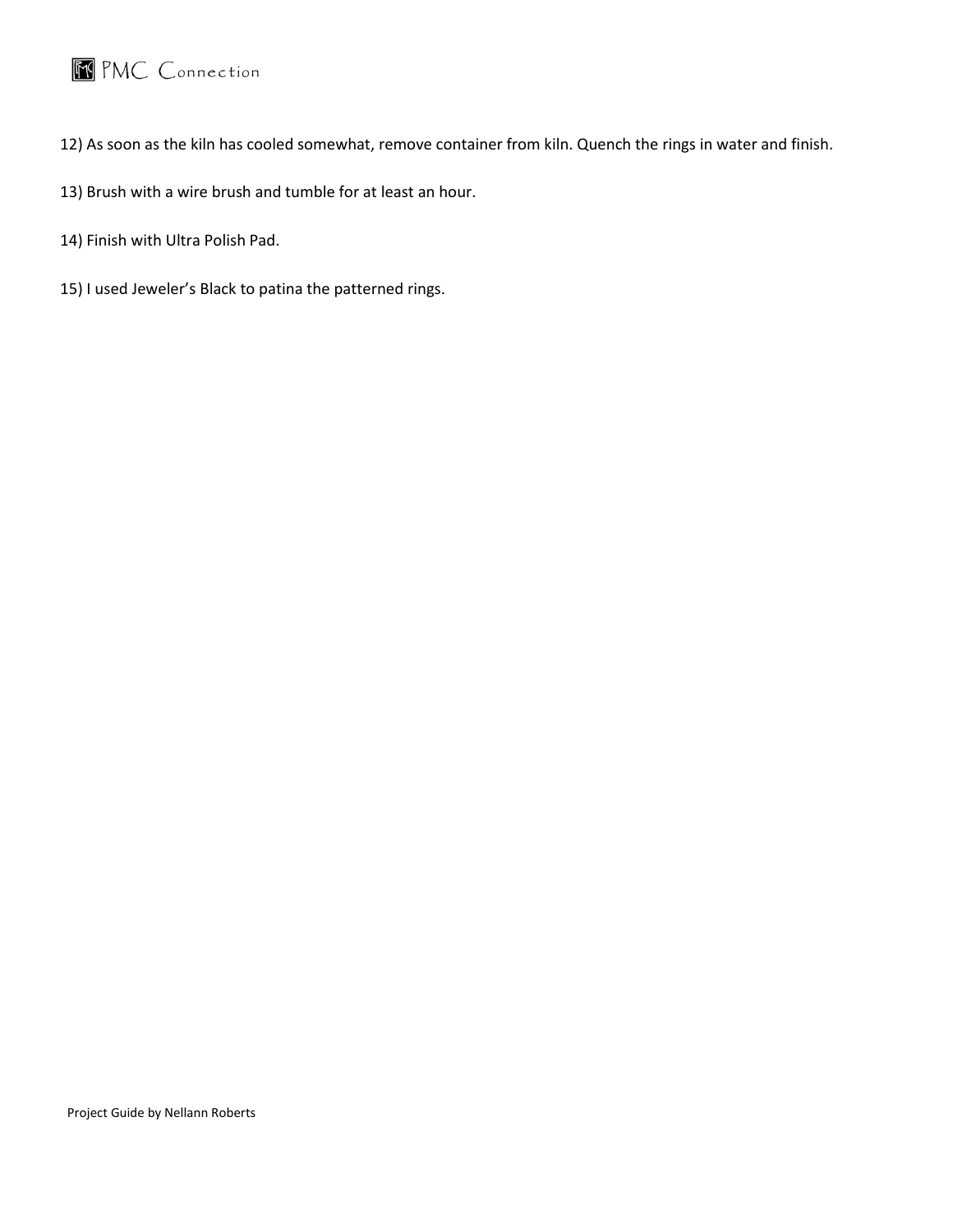12) As soon as the kiln has cooled somewhat, remove container from kiln. Quench the rings in water and finish.

13) Brush with a wire brush and tumble for at least an hour.

14) Finish with Ultra Polish Pad.

15) I used Jeweler's Black to patina the patterned rings.